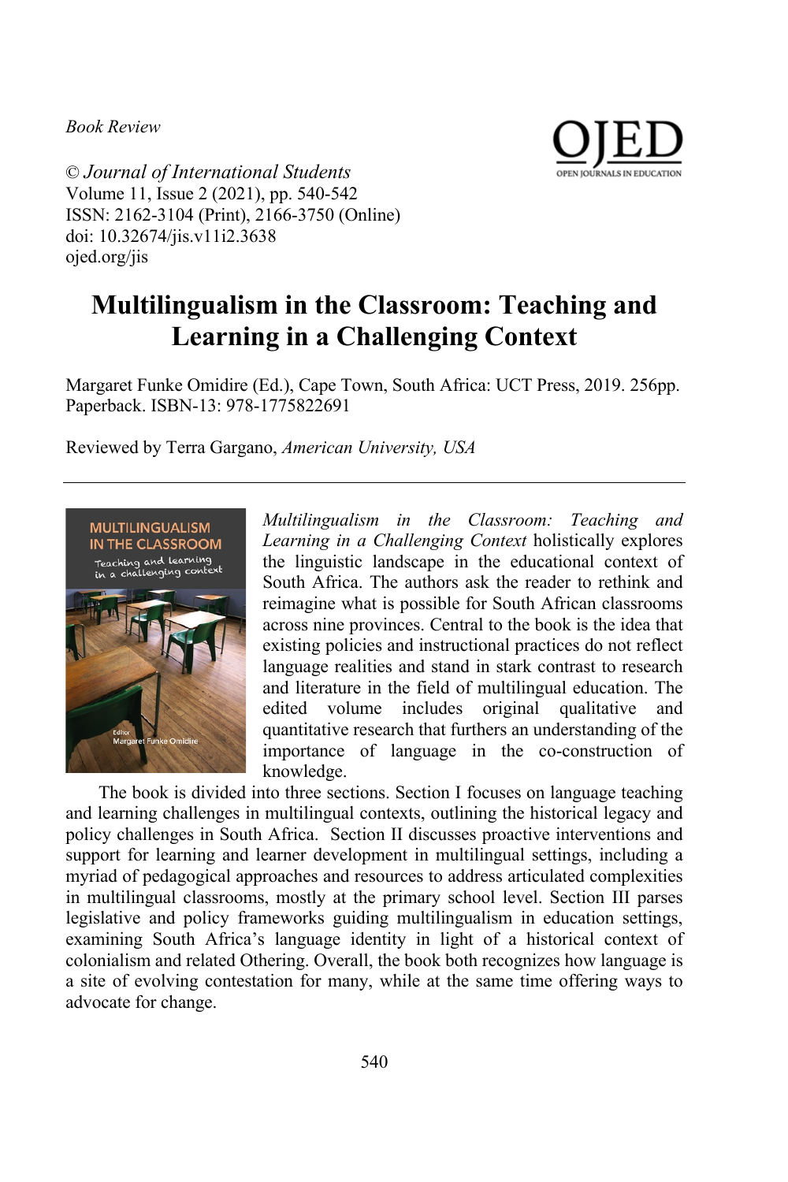*Book Review*

© *Journal of International Students*
Volume 11, Issue 2 (2021), pp. 540-542
ISSN: 2162-3104 (Print), 2166-3750 (Online)
doi: 10.32674/jis.v11i2.3638
ojed.org/jis

# Multilingualism in the Classroom: Teaching and Learning in a Challenging Context

Margaret Funke Omidire (Ed.), Cape Town, South Africa: UCT Press, 2019. 256pp. Paperback. ISBN-13: 978-1775822691

Reviewed by Terra Gargano, *American University, USA*

---

*Multilingualism in the Classroom: Teaching and Learning in a Challenging Context* holistically explores the linguistic landscape in the educational context of South Africa. The authors ask the reader to rethink and reimagine what is possible for South African classrooms across nine provinces. Central to the book is the idea that existing policies and instructional practices do not reflect language realities and stand in stark contrast to research and literature in the field of multilingual education. The edited volume includes original qualitative and quantitative research that furthers an understanding of the importance of language in the co-construction of knowledge.

The book is divided into three sections. Section I focuses on language teaching and learning challenges in multilingual contexts, outlining the historical legacy and policy challenges in South Africa. Section II discusses proactive interventions and support for learning and learner development in multilingual settings, including a myriad of pedagogical approaches and resources to address articulated complexities in multilingual classrooms, mostly at the primary school level. Section III parses legislative and policy frameworks guiding multilingualism in education settings, examining South Africa's language identity in light of a historical context of colonialism and related Othering. Overall, the book both recognizes how language is a site of evolving contestation for many, while at the same time offering ways to advocate for change.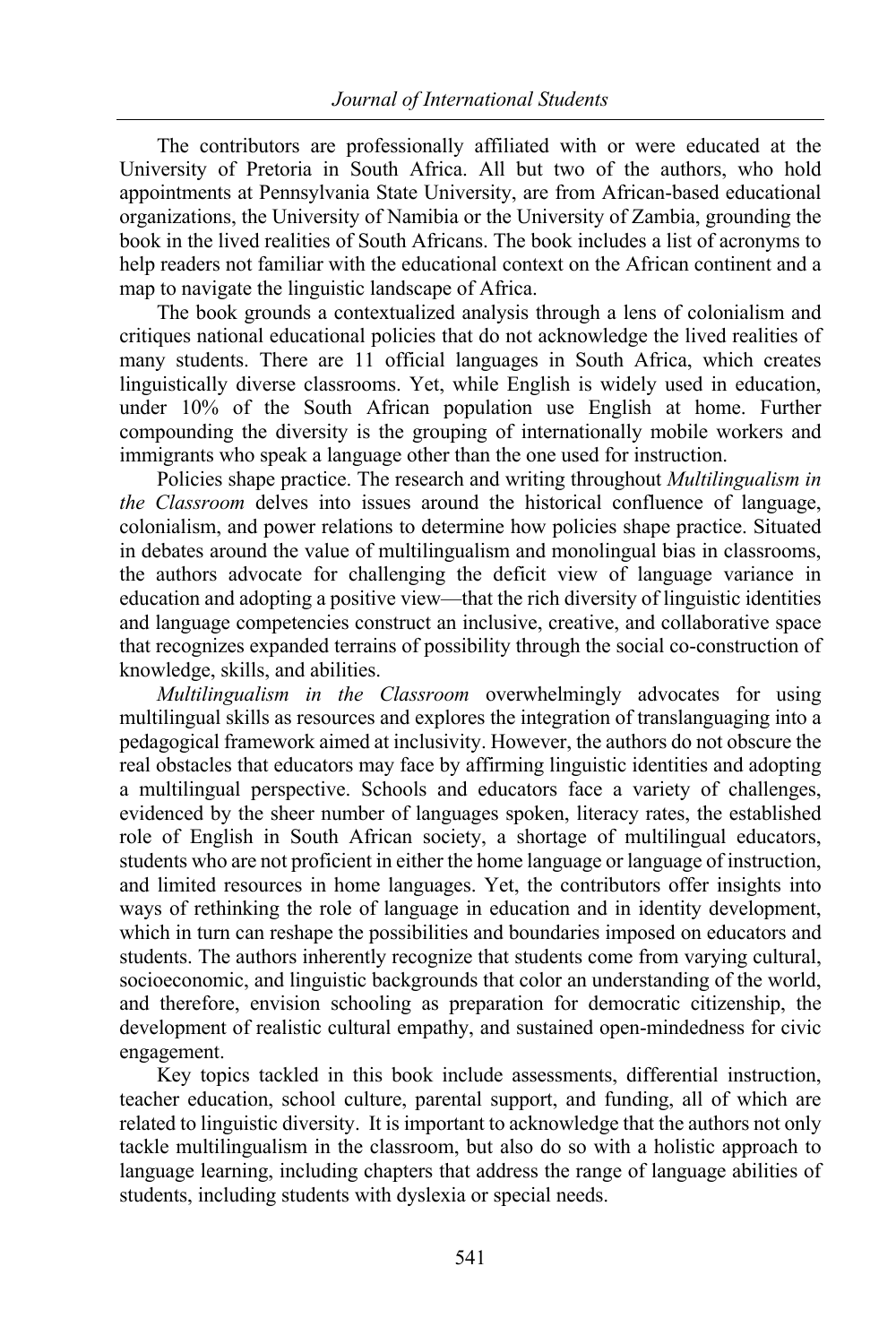The contributors are professionally affiliated with or were educated at the University of Pretoria in South Africa. All but two of the authors, who hold appointments at Pennsylvania State University, are from African-based educational organizations, the University of Namibia or the University of Zambia, grounding the book in the lived realities of South Africans. The book includes a list of acronyms to help readers not familiar with the educational context on the African continent and a map to navigate the linguistic landscape of Africa.

The book grounds a contextualized analysis through a lens of colonialism and critiques national educational policies that do not acknowledge the lived realities of many students. There are 11 official languages in South Africa, which creates linguistically diverse classrooms. Yet, while English is widely used in education, under 10% of the South African population use English at home. Further compounding the diversity is the grouping of internationally mobile workers and immigrants who speak a language other than the one used for instruction.

Policies shape practice. The research and writing throughout *Multilingualism in the Classroom* delves into issues around the historical confluence of language, colonialism, and power relations to determine how policies shape practice. Situated in debates around the value of multilingualism and monolingual bias in classrooms, the authors advocate for challenging the deficit view of language variance in education and adopting a positive view—that the rich diversity of linguistic identities and language competencies construct an inclusive, creative, and collaborative space that recognizes expanded terrains of possibility through the social co-construction of knowledge, skills, and abilities.

*Multilingualism in the Classroom* overwhelmingly advocates for using multilingual skills as resources and explores the integration of translanguaging into a pedagogical framework aimed at inclusivity. However, the authors do not obscure the real obstacles that educators may face by affirming linguistic identities and adopting a multilingual perspective. Schools and educators face a variety of challenges, evidenced by the sheer number of languages spoken, literacy rates, the established role of English in South African society, a shortage of multilingual educators, students who are not proficient in either the home language or language of instruction, and limited resources in home languages. Yet, the contributors offer insights into ways of rethinking the role of language in education and in identity development, which in turn can reshape the possibilities and boundaries imposed on educators and students. The authors inherently recognize that students come from varying cultural, socioeconomic, and linguistic backgrounds that color an understanding of the world, and therefore, envision schooling as preparation for democratic citizenship, the development of realistic cultural empathy, and sustained open-mindedness for civic engagement.

Key topics tackled in this book include assessments, differential instruction, teacher education, school culture, parental support, and funding, all of which are related to linguistic diversity. It is important to acknowledge that the authors not only tackle multilingualism in the classroom, but also do so with a holistic approach to language learning, including chapters that address the range of language abilities of students, including students with dyslexia or special needs.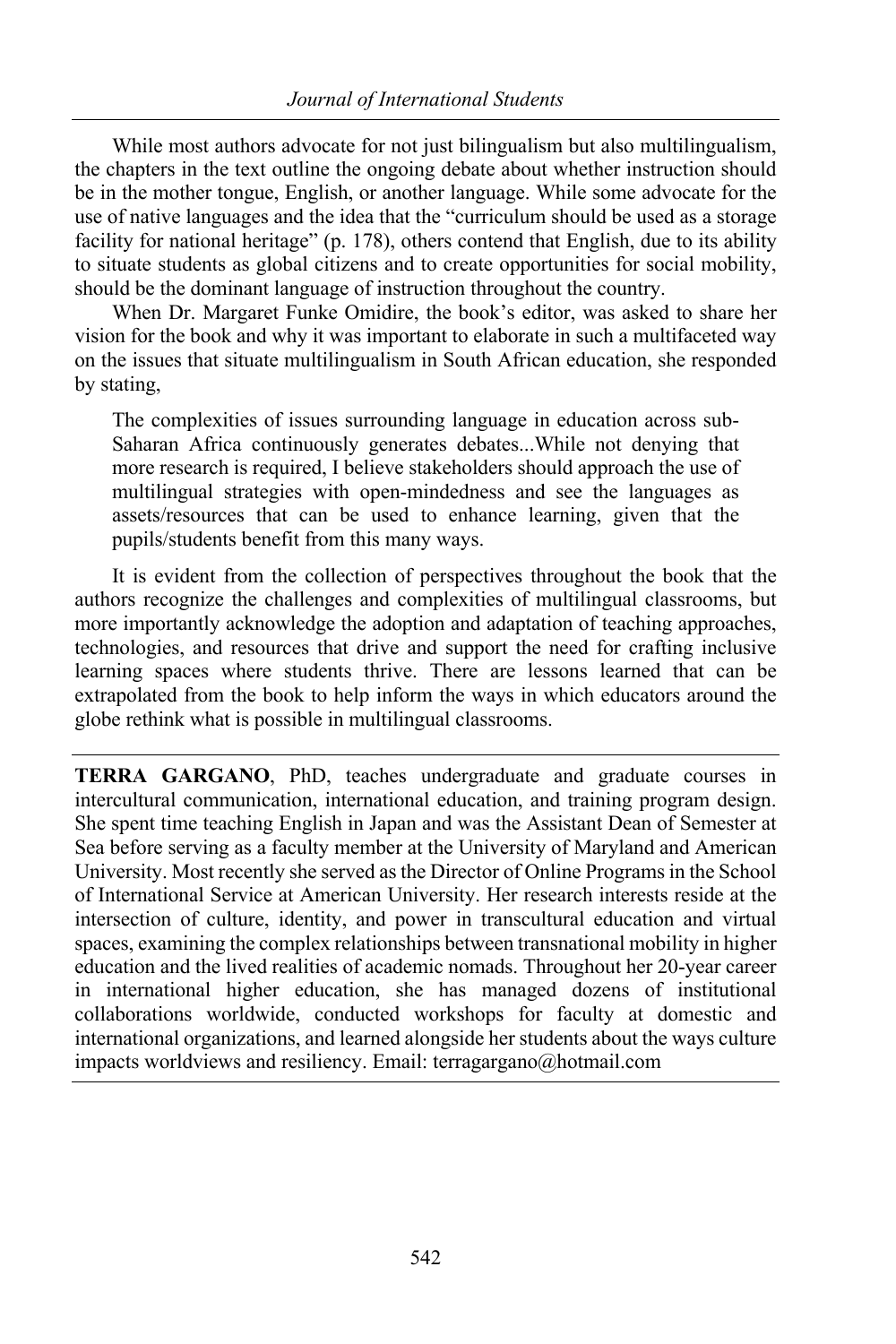While most authors advocate for not just bilingualism but also multilingualism, the chapters in the text outline the ongoing debate about whether instruction should be in the mother tongue, English, or another language. While some advocate for the use of native languages and the idea that the "curriculum should be used as a storage facility for national heritage" (p. 178), others contend that English, due to its ability to situate students as global citizens and to create opportunities for social mobility, should be the dominant language of instruction throughout the country.

When Dr. Margaret Funke Omidire, the book's editor, was asked to share her vision for the book and why it was important to elaborate in such a multifaceted way on the issues that situate multilingualism in South African education, she responded by stating,

> The complexities of issues surrounding language in education across sub-Saharan Africa continuously generates debates...While not denying that more research is required, I believe stakeholders should approach the use of multilingual strategies with open-mindedness and see the languages as assets/resources that can be used to enhance learning, given that the pupils/students benefit from this many ways.

It is evident from the collection of perspectives throughout the book that the authors recognize the challenges and complexities of multilingual classrooms, but more importantly acknowledge the adoption and adaptation of teaching approaches, technologies, and resources that drive and support the need for crafting inclusive learning spaces where students thrive. There are lessons learned that can be extrapolated from the book to help inform the ways in which educators around the globe rethink what is possible in multilingual classrooms.

---

**TERRA GARGANO**, PhD, teaches undergraduate and graduate courses in intercultural communication, international education, and training program design. She spent time teaching English in Japan and was the Assistant Dean of Semester at Sea before serving as a faculty member at the University of Maryland and American University. Most recently she served as the Director of Online Programs in the School of International Service at American University. Her research interests reside at the intersection of culture, identity, and power in transcultural education and virtual spaces, examining the complex relationships between transnational mobility in higher education and the lived realities of academic nomads. Throughout her 20-year career in international higher education, she has managed dozens of institutional collaborations worldwide, conducted workshops for faculty at domestic and international organizations, and learned alongside her students about the ways culture impacts worldviews and resiliency. Email: terragargano@hotmail.com